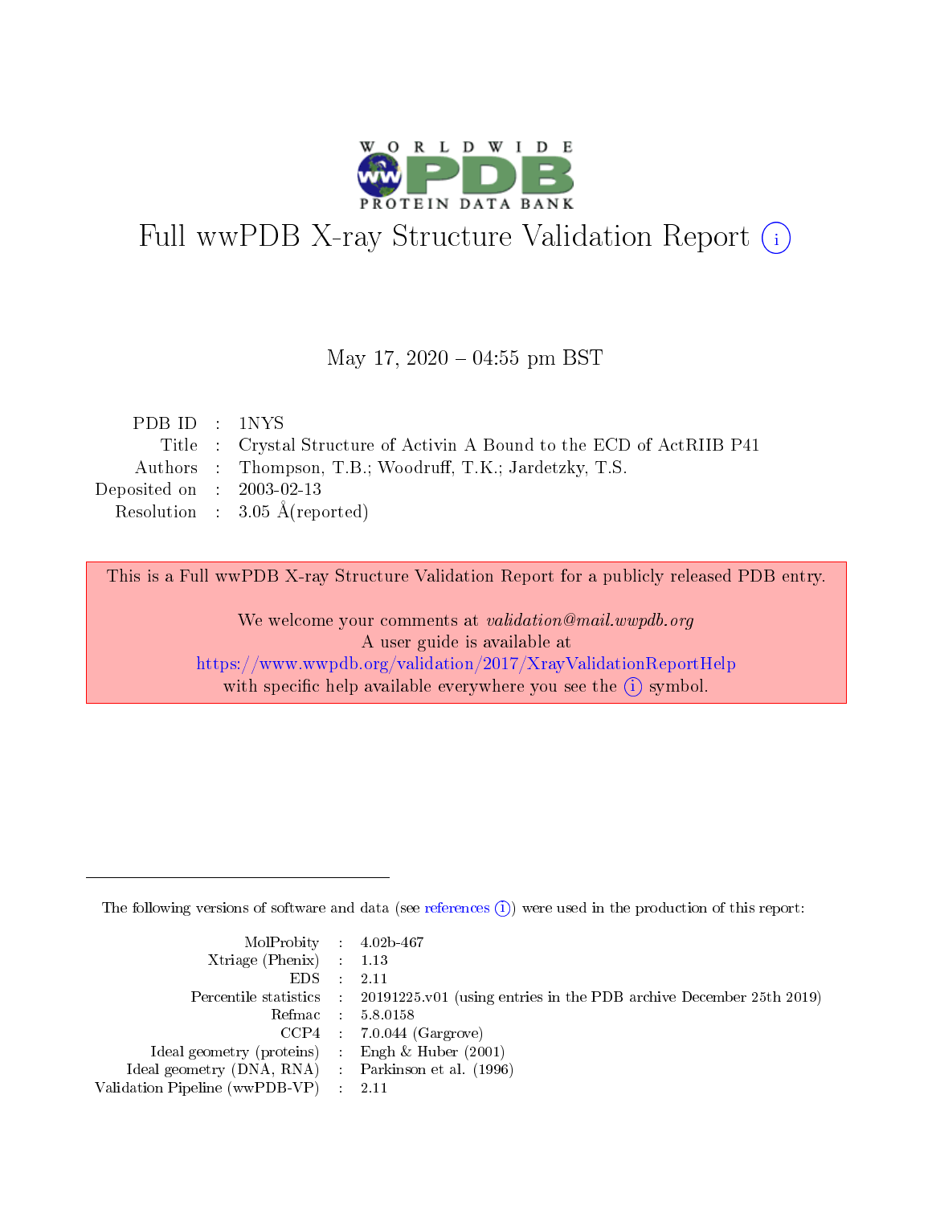# Full wwPDB X-ray Structure Validation Report (i)

May 17, 2020 – 04:55 pm BST

| | | |
|---|---|---|
| PDB ID | : | 1NYS |
| Title | : | Crystal Structure of Activin A Bound to the ECD of ActRIIB P41 |
| Authors | : | Thompson, T.B.; Woodruff, T.K.; Jardetzky, T.S. |
| Deposited on | : | 2003-02-13 |
| Resolution | : | 3.05 Å(reported) |

This is a Full wwPDB X-ray Structure Validation Report for a publicly released PDB entry.

We welcome your comments at *validation@mail.wwpdb.org*
A user guide is available at
https://www.wwpdb.org/validation/2017/XrayValidationReportHelp
with specific help available everywhere you see the (i) symbol.

---

The following versions of software and data (see references (i)) were used in the production of this report:

| | | |
|---|---|---|
| MolProbity | : | 4.02b-467 |
| Xtriage (Phenix) | : | 1.13 |
| EDS | : | 2.11 |
| Percentile statistics | : | 20191225.v01 (using entries in the PDB archive December 25th 2019) |
| Refmac | : | 5.8.0158 |
| CCP4 | : | 7.0.044 (Gargrove) |
| Ideal geometry (proteins) | : | Engh & Huber (2001) |
| Ideal geometry (DNA, RNA) | : | Parkinson et al. (1996) |
| Validation Pipeline (wwPDB-VP) | : | 2.11 |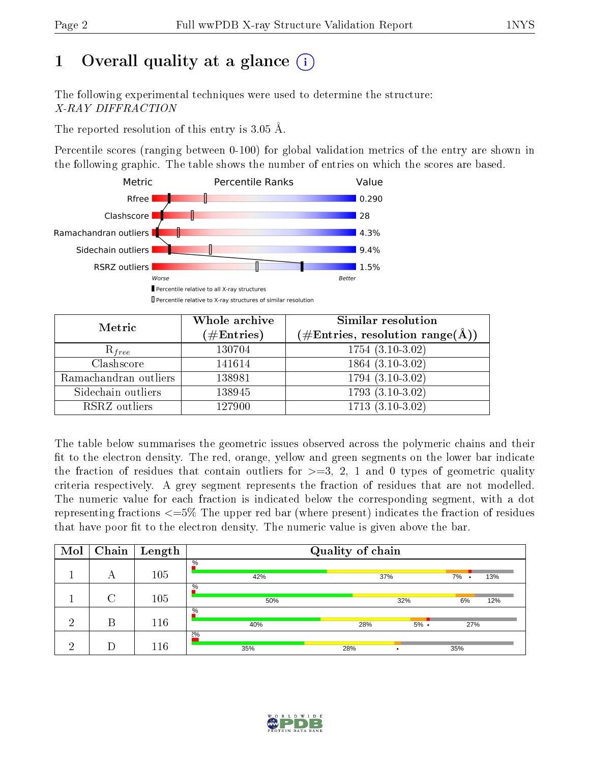# 1 Overall quality at a glance

The following experimental techniques were used to determine the structure:
*X-RAY DIFFRACTION*

The reported resolution of this entry is 3.05 Å.

Percentile scores (ranging between 0-100) for global validation metrics of the entry are shown in the following graphic. The table shows the number of entries on which the scores are based.

| Metric | Value |
|---|---|
| Rfree | 0.290 |
| Clashscore | 28 |
| Ramachandran outliers | 4.3% |
| Sidechain outliers | 9.4% |
| RSRZ outliers | 1.5% |

Worse — Better

▮ Percentile relative to all X-ray structures
▯ Percentile relative to X-ray structures of similar resolution

| Metric | Whole archive (#Entries) | Similar resolution (#Entries, resolution range(Å)) |
|---|---|---|
| $R_{free}$ | 130704 | 1754 (3.10-3.02) |
| Clashscore | 141614 | 1864 (3.10-3.02) |
| Ramachandran outliers | 138981 | 1794 (3.10-3.02) |
| Sidechain outliers | 138945 | 1793 (3.10-3.02) |
| RSRZ outliers | 127900 | 1713 (3.10-3.02) |

The table below summarises the geometric issues observed across the polymeric chains and their fit to the electron density. The red, orange, yellow and green segments on the lower bar indicate the fraction of residues that contain outliers for >=3, 2, 1 and 0 types of geometric quality criteria respectively. A grey segment represents the fraction of residues that are not modelled. The numeric value for each fraction is indicated below the corresponding segment, with a dot representing fractions <=5% The upper red bar (where present) indicates the fraction of residues that have poor fit to the electron density. The numeric value is given above the bar.

| Mol | Chain | Length | Quality of chain |
|---|---|---|---|
| 1 | A | 105 | %; 42%, 37%, 7%, •, 13% |
| 1 | C | 105 | %; 50%, 32%, 6%, 12% |
| 2 | B | 116 | %; 40%, 28%, 5%, •, 27% |
| 2 | D | 116 | 2%; 35%, 28%, •, 35% |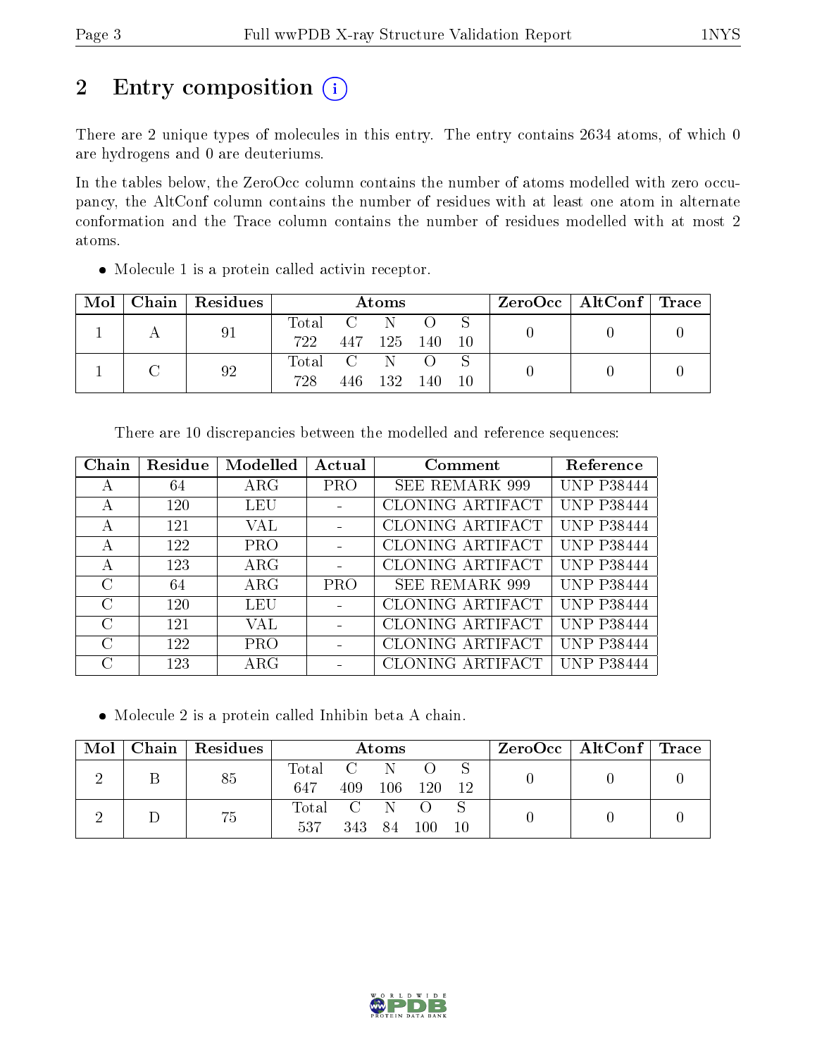# 2 Entry composition

There are 2 unique types of molecules in this entry. The entry contains 2634 atoms, of which 0 are hydrogens and 0 are deuteriums.

In the tables below, the ZeroOcc column contains the number of atoms modelled with zero occupancy, the AltConf column contains the number of residues with at least one atom in alternate conformation and the Trace column contains the number of residues modelled with at most 2 atoms.

- Molecule 1 is a protein called activin receptor.

| Mol | Chain | Residues | Atoms | | | | | ZeroOcc | AltConf | Trace |
|---|---|---|---|---|---|---|---|---|---|---|
| 1 | A | 91 | Total 722 | C 447 | N 125 | O 140 | S 10 | 0 | 0 | 0 |
| 1 | C | 92 | Total 728 | C 446 | N 132 | O 140 | S 10 | 0 | 0 | 0 |

There are 10 discrepancies between the modelled and reference sequences:

| Chain | Residue | Modelled | Actual | Comment | Reference |
|---|---|---|---|---|---|
| A | 64 | ARG | PRO | SEE REMARK 999 | UNP P38444 |
| A | 120 | LEU | - | CLONING ARTIFACT | UNP P38444 |
| A | 121 | VAL | - | CLONING ARTIFACT | UNP P38444 |
| A | 122 | PRO | - | CLONING ARTIFACT | UNP P38444 |
| A | 123 | ARG | - | CLONING ARTIFACT | UNP P38444 |
| C | 64 | ARG | PRO | SEE REMARK 999 | UNP P38444 |
| C | 120 | LEU | - | CLONING ARTIFACT | UNP P38444 |
| C | 121 | VAL | - | CLONING ARTIFACT | UNP P38444 |
| C | 122 | PRO | - | CLONING ARTIFACT | UNP P38444 |
| C | 123 | ARG | - | CLONING ARTIFACT | UNP P38444 |

- Molecule 2 is a protein called Inhibin beta A chain.

| Mol | Chain | Residues | Atoms | | | | | ZeroOcc | AltConf | Trace |
|---|---|---|---|---|---|---|---|---|---|---|
| 2 | B | 85 | Total 647 | C 409 | N 106 | O 120 | S 12 | 0 | 0 | 0 |
| 2 | D | 75 | Total 537 | C 343 | N 84 | O 100 | S 10 | 0 | 0 | 0 |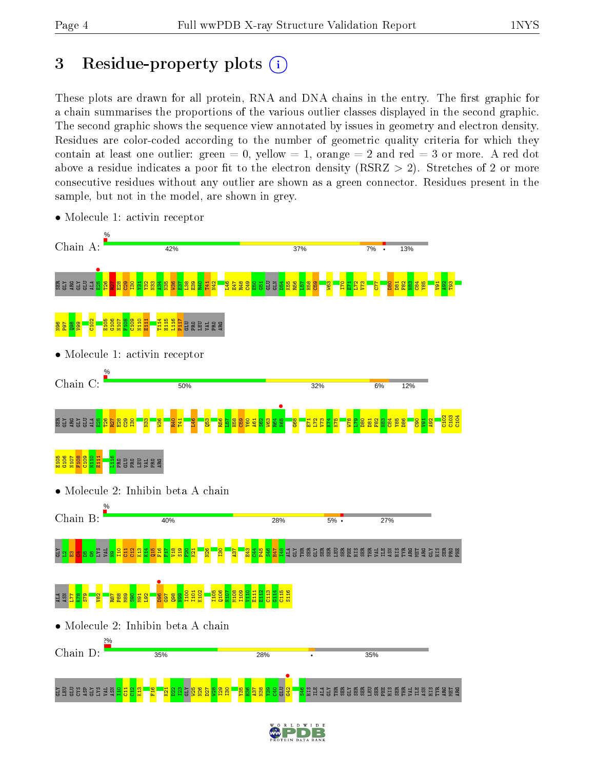# 3 Residue-property plots

These plots are drawn for all protein, RNA and DNA chains in the entry. The first graphic for a chain summarises the proportions of the various outlier classes displayed in the second graphic. The second graphic shows the sequence view annotated by issues in geometry and electron density. Residues are color-coded according to the number of geometric quality criteria for which they contain at least one outlier: green = 0, yellow = 1, orange = 2 and red = 3 or more. A red dot above a residue indicates a poor fit to the electron density (RSRZ > 2). Stretches of 2 or more consecutive residues without any outlier are shown as a green connector. Residues present in the sample, but not in the model, are shown in grey.

- Molecule 1: activin receptor

Chain A: 42% 37% 7% • 13%

- Molecule 1: activin receptor

Chain C: 50% 32% 6% 12%

- Molecule 2: Inhibin beta A chain

Chain B: 40% 28% 5% • 27%

- Molecule 2: Inhibin beta A chain

Chain D: 2% 35% 28% • 35%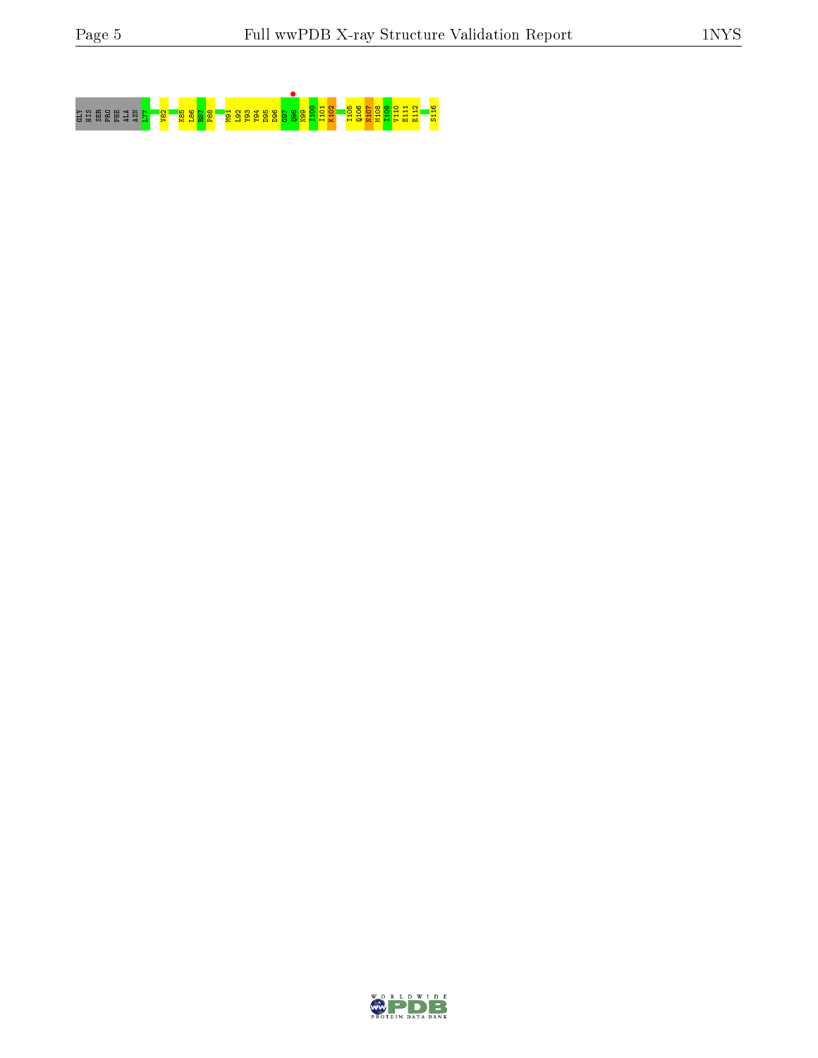GLY HIS SER PRO PHE ALA ASN L77 V82 K85 L86 R87 P88 M91 L92 Y93 Y94 D95 D96 G97 Q98 N99 I100 I101 K102 I105 Q106 N107 M108 I109 V110 E111 E112 S116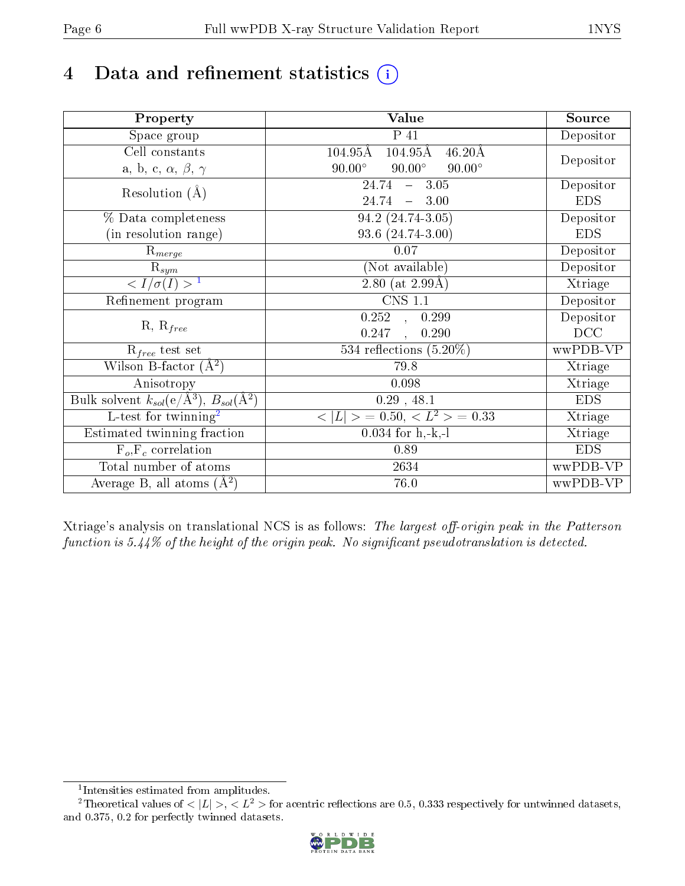# 4 Data and refinement statistics (i)

| Property | Value | Source |
|---|---|---|
| Space group | P 41 | Depositor |
| Cell constants<br>a, b, c, $\alpha$, $\beta$, $\gamma$ | 104.95Å 104.95Å 46.20Å<br>90.00° 90.00° 90.00° | Depositor |
| Resolution (Å) | 24.74 – 3.05<br>24.74 – 3.00 | Depositor<br>EDS |
| % Data completeness<br>(in resolution range) | 94.2 (24.74-3.05)<br>93.6 (24.74-3.00) | Depositor<br>EDS |
| $R_{merge}$ | 0.07 | Depositor |
| $R_{sym}$ | (Not available) | Depositor |
| $< I/\sigma(I) >$ [1] | 2.80 (at 2.99Å) | Xtriage |
| Refinement program | CNS 1.1 | Depositor |
| R, $R_{free}$ | 0.252 , 0.299<br>0.247 , 0.290 | Depositor<br>DCC |
| $R_{free}$ test set | 534 reflections (5.20%) | wwPDB-VP |
| Wilson B-factor (Å$^2$) | 79.8 | Xtriage |
| Anisotropy | 0.098 | Xtriage |
| Bulk solvent $k_{sol}$(e/Å$^3$), $B_{sol}$(Å$^2$) | 0.29 , 48.1 | EDS |
| L-test for twinning[2] | $< \|L\| >$ = 0.50, $< L^2 >$ = 0.33 | Xtriage |
| Estimated twinning fraction | 0.034 for h,-k,-l | Xtriage |
| $F_o$,$F_c$ correlation | 0.89 | EDS |
| Total number of atoms | 2634 | wwPDB-VP |
| Average B, all atoms (Å$^2$) | 76.0 | wwPDB-VP |

Xtriage's analysis on translational NCS is as follows: *The largest off-origin peak in the Patterson function is 5.44% of the height of the origin peak. No significant pseudotranslation is detected.*

[1] Intensities estimated from amplitudes.

[2] Theoretical values of $< |L| >$, $< L^2 >$ for acentric reflections are 0.5, 0.333 respectively for untwinned datasets, and 0.375, 0.2 for perfectly twinned datasets.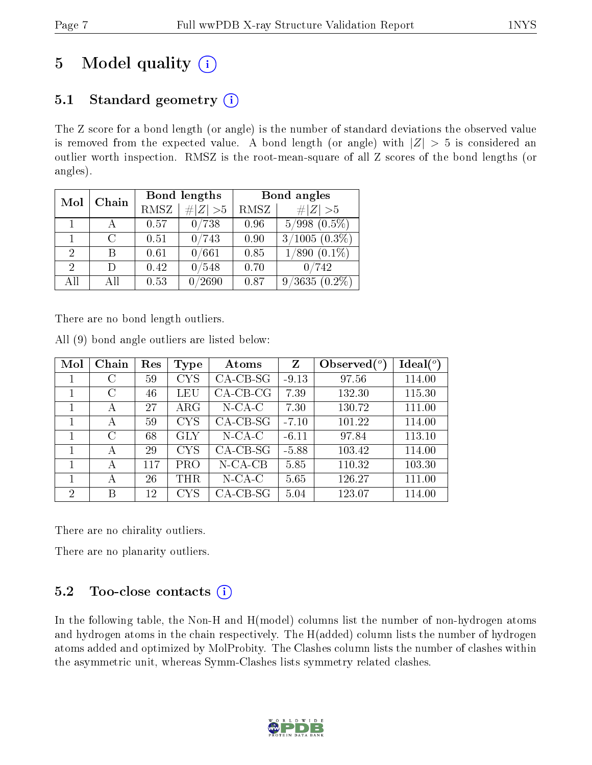# 5 Model quality (i)

## 5.1 Standard geometry (i)

The Z score for a bond length (or angle) is the number of standard deviations the observed value is removed from the expected value. A bond length (or angle) with $|Z| > 5$ is considered an outlier worth inspection. RMSZ is the root-mean-square of all Z scores of the bond lengths (or angles).

| Mol | Chain | Bond lengths | | Bond angles | |
|---|---|---|---|---|---|
| | | RMSZ | #$\|Z\|$ >5 | RMSZ | #$\|Z\|$ >5 |
| 1 | A | 0.57 | 0/738 | 0.96 | 5/998 (0.5%) |
| 1 | C | 0.51 | 0/743 | 0.90 | 3/1005 (0.3%) |
| 2 | B | 0.61 | 0/661 | 0.85 | 1/890 (0.1%) |
| 2 | D | 0.42 | 0/548 | 0.70 | 0/742 |
| All | All | 0.53 | 0/2690 | 0.87 | 9/3635 (0.2%) |

There are no bond length outliers.

All (9) bond angle outliers are listed below:

| Mol | Chain | Res | Type | Atoms | Z | Observed(°) | Ideal(°) |
|---|---|---|---|---|---|---|---|
| 1 | C | 59 | CYS | CA-CB-SG | -9.13 | 97.56 | 114.00 |
| 1 | C | 46 | LEU | CA-CB-CG | 7.39 | 132.30 | 115.30 |
| 1 | A | 27 | ARG | N-CA-C | 7.30 | 130.72 | 111.00 |
| 1 | A | 59 | CYS | CA-CB-SG | -7.10 | 101.22 | 114.00 |
| 1 | C | 68 | GLY | N-CA-C | -6.11 | 97.84 | 113.10 |
| 1 | A | 29 | CYS | CA-CB-SG | -5.88 | 103.42 | 114.00 |
| 1 | A | 117 | PRO | N-CA-CB | 5.85 | 110.32 | 103.30 |
| 1 | A | 26 | THR | N-CA-C | 5.65 | 126.27 | 111.00 |
| 2 | B | 12 | CYS | CA-CB-SG | 5.04 | 123.07 | 114.00 |

There are no chirality outliers.

There are no planarity outliers.

## 5.2 Too-close contacts (i)

In the following table, the Non-H and H(model) columns list the number of non-hydrogen atoms and hydrogen atoms in the chain respectively. The H(added) column lists the number of hydrogen atoms added and optimized by MolProbity. The Clashes column lists the number of clashes within the asymmetric unit, whereas Symm-Clashes lists symmetry related clashes.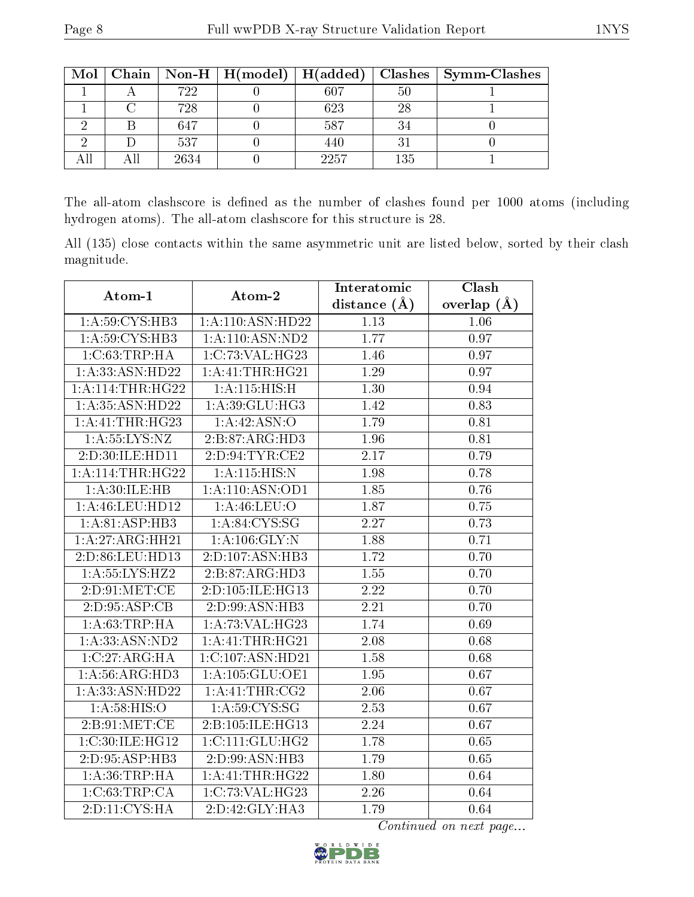| Mol | Chain | Non-H | H(model) | H(added) | Clashes | Symm-Clashes |
|---|---|---|---|---|---|---|
| 1 | A | 722 | 0 | 607 | 50 | 1 |
| 1 | C | 728 | 0 | 623 | 28 | 1 |
| 2 | B | 647 | 0 | 587 | 34 | 0 |
| 2 | D | 537 | 0 | 440 | 31 | 0 |
| All | All | 2634 | 0 | 2257 | 135 | 1 |

The all-atom clashscore is defined as the number of clashes found per 1000 atoms (including hydrogen atoms). The all-atom clashscore for this structure is 28.

All (135) close contacts within the same asymmetric unit are listed below, sorted by their clash magnitude.

| Atom-1 | Atom-2 | Interatomic distance (Å) | Clash overlap (Å) |
|---|---|---|---|
| 1:A:59:CYS:HB3 | 1:A:110:ASN:HD22 | 1.13 | 1.06 |
| 1:A:59:CYS:HB3 | 1:A:110:ASN:ND2 | 1.77 | 0.97 |
| 1:C:63:TRP:HA | 1:C:73:VAL:HG23 | 1.46 | 0.97 |
| 1:A:33:ASN:HD22 | 1:A:41:THR:HG21 | 1.29 | 0.97 |
| 1:A:114:THR:HG22 | 1:A:115:HIS:H | 1.30 | 0.94 |
| 1:A:35:ASN:HD22 | 1:A:39:GLU:HG3 | 1.42 | 0.83 |
| 1:A:41:THR:HG23 | 1:A:42:ASN:O | 1.79 | 0.81 |
| 1:A:55:LYS:NZ | 2:B:87:ARG:HD3 | 1.96 | 0.81 |
| 2:D:30:ILE:HD11 | 2:D:94:TYR:CE2 | 2.17 | 0.79 |
| 1:A:114:THR:HG22 | 1:A:115:HIS:N | 1.98 | 0.78 |
| 1:A:30:ILE:HB | 1:A:110:ASN:OD1 | 1.85 | 0.76 |
| 1:A:46:LEU:HD12 | 1:A:46:LEU:O | 1.87 | 0.75 |
| 1:A:81:ASP:HB3 | 1:A:84:CYS:SG | 2.27 | 0.73 |
| 1:A:27:ARG:HH21 | 1:A:106:GLY:N | 1.88 | 0.71 |
| 2:D:86:LEU:HD13 | 2:D:107:ASN:HB3 | 1.72 | 0.70 |
| 1:A:55:LYS:HZ2 | 2:B:87:ARG:HD3 | 1.55 | 0.70 |
| 2:D:91:MET:CE | 2:D:105:ILE:HG13 | 2.22 | 0.70 |
| 2:D:95:ASP:CB | 2:D:99:ASN:HB3 | 2.21 | 0.70 |
| 1:A:63:TRP:HA | 1:A:73:VAL:HG23 | 1.74 | 0.69 |
| 1:A:33:ASN:ND2 | 1:A:41:THR:HG21 | 2.08 | 0.68 |
| 1:C:27:ARG:HA | 1:C:107:ASN:HD21 | 1.58 | 0.68 |
| 1:A:56:ARG:HD3 | 1:A:105:GLU:OE1 | 1.95 | 0.67 |
| 1:A:33:ASN:HD22 | 1:A:41:THR:CG2 | 2.06 | 0.67 |
| 1:A:58:HIS:O | 1:A:59:CYS:SG | 2.53 | 0.67 |
| 2:B:91:MET:CE | 2:B:105:ILE:HG13 | 2.24 | 0.67 |
| 1:C:30:ILE:HG12 | 1:C:111:GLU:HG2 | 1.78 | 0.65 |
| 2:D:95:ASP:HB3 | 2:D:99:ASN:HB3 | 1.79 | 0.65 |
| 1:A:36:TRP:HA | 1:A:41:THR:HG22 | 1.80 | 0.64 |
| 1:C:63:TRP:CA | 1:C:73:VAL:HG23 | 2.26 | 0.64 |
| 2:D:11:CYS:HA | 2:D:42:GLY:HA3 | 1.79 | 0.64 |

*Continued on next page...*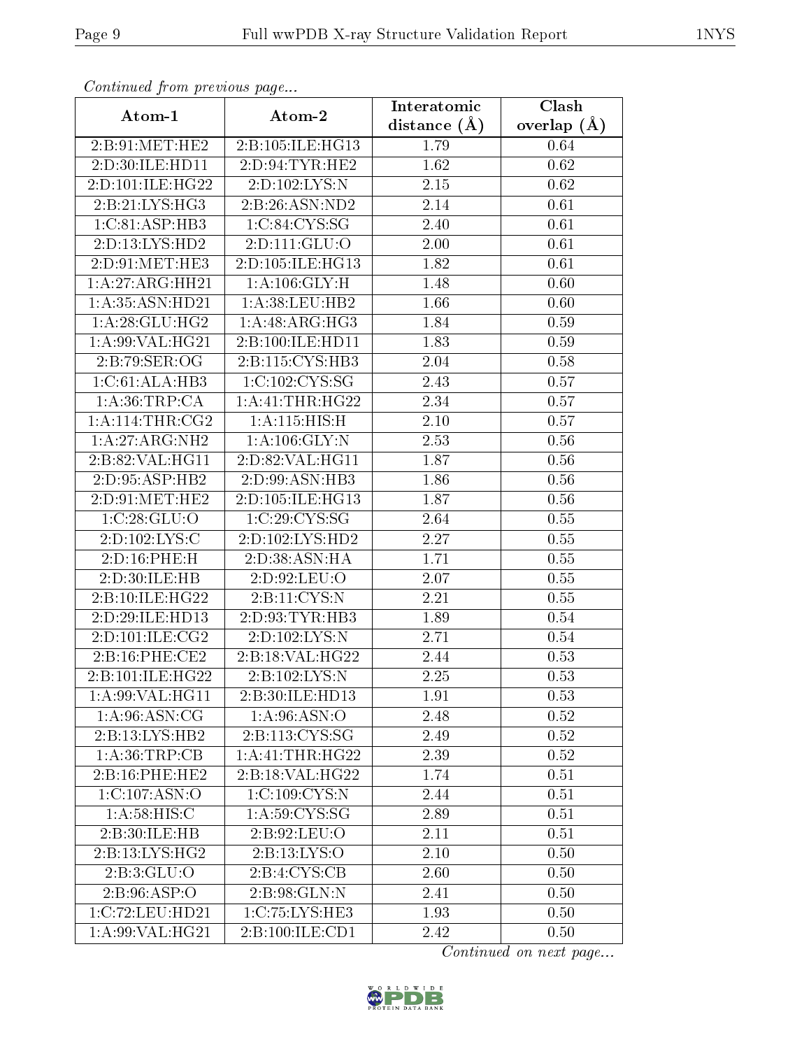*Continued from previous page...*

| Atom-1 | Atom-2 | Interatomic distance (Å) | Clash overlap (Å) |
|---|---|---|---|
| 2:B:91:MET:HE2 | 2:B:105:ILE:HG13 | 1.79 | 0.64 |
| 2:D:30:ILE:HD11 | 2:D:94:TYR:HE2 | 1.62 | 0.62 |
| 2:D:101:ILE:HG22 | 2:D:102:LYS:N | 2.15 | 0.62 |
| 2:B:21:LYS:HG3 | 2:B:26:ASN:ND2 | 2.14 | 0.61 |
| 1:C:81:ASP:HB3 | 1:C:84:CYS:SG | 2.40 | 0.61 |
| 2:D:13:LYS:HD2 | 2:D:111:GLU:O | 2.00 | 0.61 |
| 2:D:91:MET:HE3 | 2:D:105:ILE:HG13 | 1.82 | 0.61 |
| 1:A:27:ARG:HH21 | 1:A:106:GLY:H | 1.48 | 0.60 |
| 1:A:35:ASN:HD21 | 1:A:38:LEU:HB2 | 1.66 | 0.60 |
| 1:A:28:GLU:HG2 | 1:A:48:ARG:HG3 | 1.84 | 0.59 |
| 1:A:99:VAL:HG21 | 2:B:100:ILE:HD11 | 1.83 | 0.59 |
| 2:B:79:SER:OG | 2:B:115:CYS:HB3 | 2.04 | 0.58 |
| 1:C:61:ALA:HB3 | 1:C:102:CYS:SG | 2.43 | 0.57 |
| 1:A:36:TRP:CA | 1:A:41:THR:HG22 | 2.34 | 0.57 |
| 1:A:114:THR:CG2 | 1:A:115:HIS:H | 2.10 | 0.57 |
| 1:A:27:ARG:NH2 | 1:A:106:GLY:N | 2.53 | 0.56 |
| 2:B:82:VAL:HG11 | 2:D:82:VAL:HG11 | 1.87 | 0.56 |
| 2:D:95:ASP:HB2 | 2:D:99:ASN:HB3 | 1.86 | 0.56 |
| 2:D:91:MET:HE2 | 2:D:105:ILE:HG13 | 1.87 | 0.56 |
| 1:C:28:GLU:O | 1:C:29:CYS:SG | 2.64 | 0.55 |
| 2:D:102:LYS:C | 2:D:102:LYS:HD2 | 2.27 | 0.55 |
| 2:D:16:PHE:H | 2:D:38:ASN:HA | 1.71 | 0.55 |
| 2:D:30:ILE:HB | 2:D:92:LEU:O | 2.07 | 0.55 |
| 2:B:10:ILE:HG22 | 2:B:11:CYS:N | 2.21 | 0.55 |
| 2:D:29:ILE:HD13 | 2:D:93:TYR:HB3 | 1.89 | 0.54 |
| 2:D:101:ILE:CG2 | 2:D:102:LYS:N | 2.71 | 0.54 |
| 2:B:16:PHE:CE2 | 2:B:18:VAL:HG22 | 2.44 | 0.53 |
| 2:B:101:ILE:HG22 | 2:B:102:LYS:N | 2.25 | 0.53 |
| 1:A:99:VAL:HG11 | 2:B:30:ILE:HD13 | 1.91 | 0.53 |
| 1:A:96:ASN:CG | 1:A:96:ASN:O | 2.48 | 0.52 |
| 2:B:13:LYS:HB2 | 2:B:113:CYS:SG | 2.49 | 0.52 |
| 1:A:36:TRP:CB | 1:A:41:THR:HG22 | 2.39 | 0.52 |
| 2:B:16:PHE:HE2 | 2:B:18:VAL:HG22 | 1.74 | 0.51 |
| 1:C:107:ASN:O | 1:C:109:CYS:N | 2.44 | 0.51 |
| 1:A:58:HIS:C | 1:A:59:CYS:SG | 2.89 | 0.51 |
| 2:B:30:ILE:HB | 2:B:92:LEU:O | 2.11 | 0.51 |
| 2:B:13:LYS:HG2 | 2:B:13:LYS:O | 2.10 | 0.50 |
| 2:B:3:GLU:O | 2:B:4:CYS:CB | 2.60 | 0.50 |
| 2:B:96:ASP:O | 2:B:98:GLN:N | 2.41 | 0.50 |
| 1:C:72:LEU:HD21 | 1:C:75:LYS:HE3 | 1.93 | 0.50 |
| 1:A:99:VAL:HG21 | 2:B:100:ILE:CD1 | 2.42 | 0.50 |

*Continued on next page...*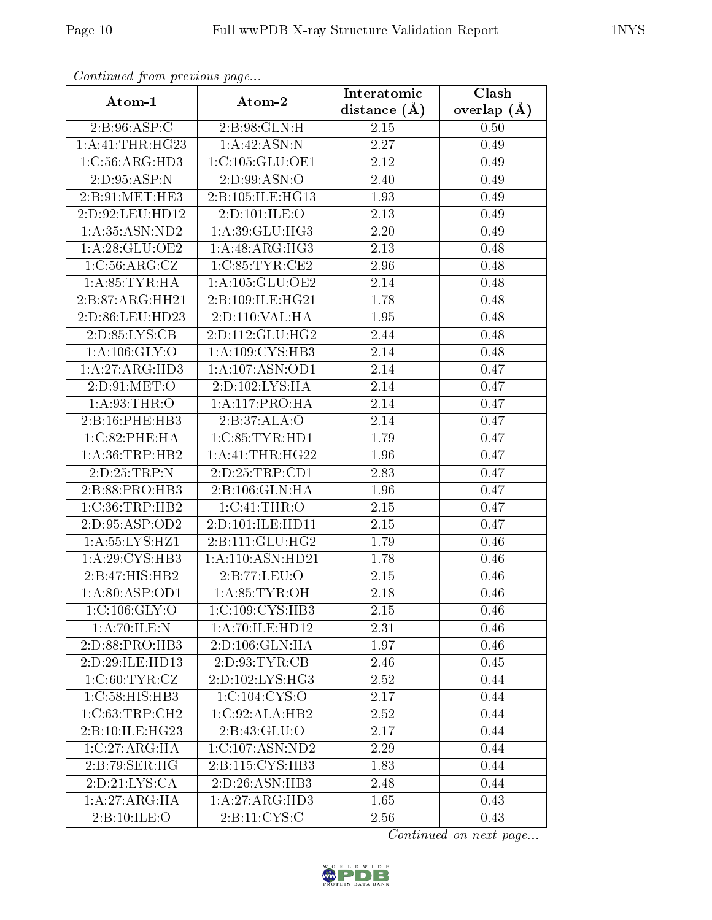*Continued from previous page...*

| Atom-1 | Atom-2 | Interatomic distance (Å) | Clash overlap (Å) |
|---|---|---|---|
| 2:B:96:ASP:C | 2:B:98:GLN:H | 2.15 | 0.50 |
| 1:A:41:THR:HG23 | 1:A:42:ASN:N | 2.27 | 0.49 |
| 1:C:56:ARG:HD3 | 1:C:105:GLU:OE1 | 2.12 | 0.49 |
| 2:D:95:ASP:N | 2:D:99:ASN:O | 2.40 | 0.49 |
| 2:B:91:MET:HE3 | 2:B:105:ILE:HG13 | 1.93 | 0.49 |
| 2:D:92:LEU:HD12 | 2:D:101:ILE:O | 2.13 | 0.49 |
| 1:A:35:ASN:ND2 | 1:A:39:GLU:HG3 | 2.20 | 0.49 |
| 1:A:28:GLU:OE2 | 1:A:48:ARG:HG3 | 2.13 | 0.48 |
| 1:C:56:ARG:CZ | 1:C:85:TYR:CE2 | 2.96 | 0.48 |
| 1:A:85:TYR:HA | 1:A:105:GLU:OE2 | 2.14 | 0.48 |
| 2:B:87:ARG:HH21 | 2:B:109:ILE:HG21 | 1.78 | 0.48 |
| 2:D:86:LEU:HD23 | 2:D:110:VAL:HA | 1.95 | 0.48 |
| 2:D:85:LYS:CB | 2:D:112:GLU:HG2 | 2.44 | 0.48 |
| 1:A:106:GLY:O | 1:A:109:CYS:HB3 | 2.14 | 0.48 |
| 1:A:27:ARG:HD3 | 1:A:107:ASN:OD1 | 2.14 | 0.47 |
| 2:D:91:MET:O | 2:D:102:LYS:HA | 2.14 | 0.47 |
| 1:A:93:THR:O | 1:A:117:PRO:HA | 2.14 | 0.47 |
| 2:B:16:PHE:HB3 | 2:B:37:ALA:O | 2.14 | 0.47 |
| 1:C:82:PHE:HA | 1:C:85:TYR:HD1 | 1.79 | 0.47 |
| 1:A:36:TRP:HB2 | 1:A:41:THR:HG22 | 1.96 | 0.47 |
| 2:D:25:TRP:N | 2:D:25:TRP:CD1 | 2.83 | 0.47 |
| 2:B:88:PRO:HB3 | 2:B:106:GLN:HA | 1.96 | 0.47 |
| 1:C:36:TRP:HB2 | 1:C:41:THR:O | 2.15 | 0.47 |
| 2:D:95:ASP:OD2 | 2:D:101:ILE:HD11 | 2.15 | 0.47 |
| 1:A:55:LYS:HZ1 | 2:B:111:GLU:HG2 | 1.79 | 0.46 |
| 1:A:29:CYS:HB3 | 1:A:110:ASN:HD21 | 1.78 | 0.46 |
| 2:B:47:HIS:HB2 | 2:B:77:LEU:O | 2.15 | 0.46 |
| 1:A:80:ASP:OD1 | 1:A:85:TYR:OH | 2.18 | 0.46 |
| 1:C:106:GLY:O | 1:C:109:CYS:HB3 | 2.15 | 0.46 |
| 1:A:70:ILE:N | 1:A:70:ILE:HD12 | 2.31 | 0.46 |
| 2:D:88:PRO:HB3 | 2:D:106:GLN:HA | 1.97 | 0.46 |
| 2:D:29:ILE:HD13 | 2:D:93:TYR:CB | 2.46 | 0.45 |
| 1:C:60:TYR:CZ | 2:D:102:LYS:HG3 | 2.52 | 0.44 |
| 1:C:58:HIS:HB3 | 1:C:104:CYS:O | 2.17 | 0.44 |
| 1:C:63:TRP:CH2 | 1:C:92:ALA:HB2 | 2.52 | 0.44 |
| 2:B:10:ILE:HG23 | 2:B:43:GLU:O | 2.17 | 0.44 |
| 1:C:27:ARG:HA | 1:C:107:ASN:ND2 | 2.29 | 0.44 |
| 2:B:79:SER:HG | 2:B:115:CYS:HB3 | 1.83 | 0.44 |
| 2:D:21:LYS:CA | 2:D:26:ASN:HB3 | 2.48 | 0.44 |
| 1:A:27:ARG:HA | 1:A:27:ARG:HD3 | 1.65 | 0.43 |
| 2:B:10:ILE:O | 2:B:11:CYS:C | 2.56 | 0.43 |

*Continued on next page...*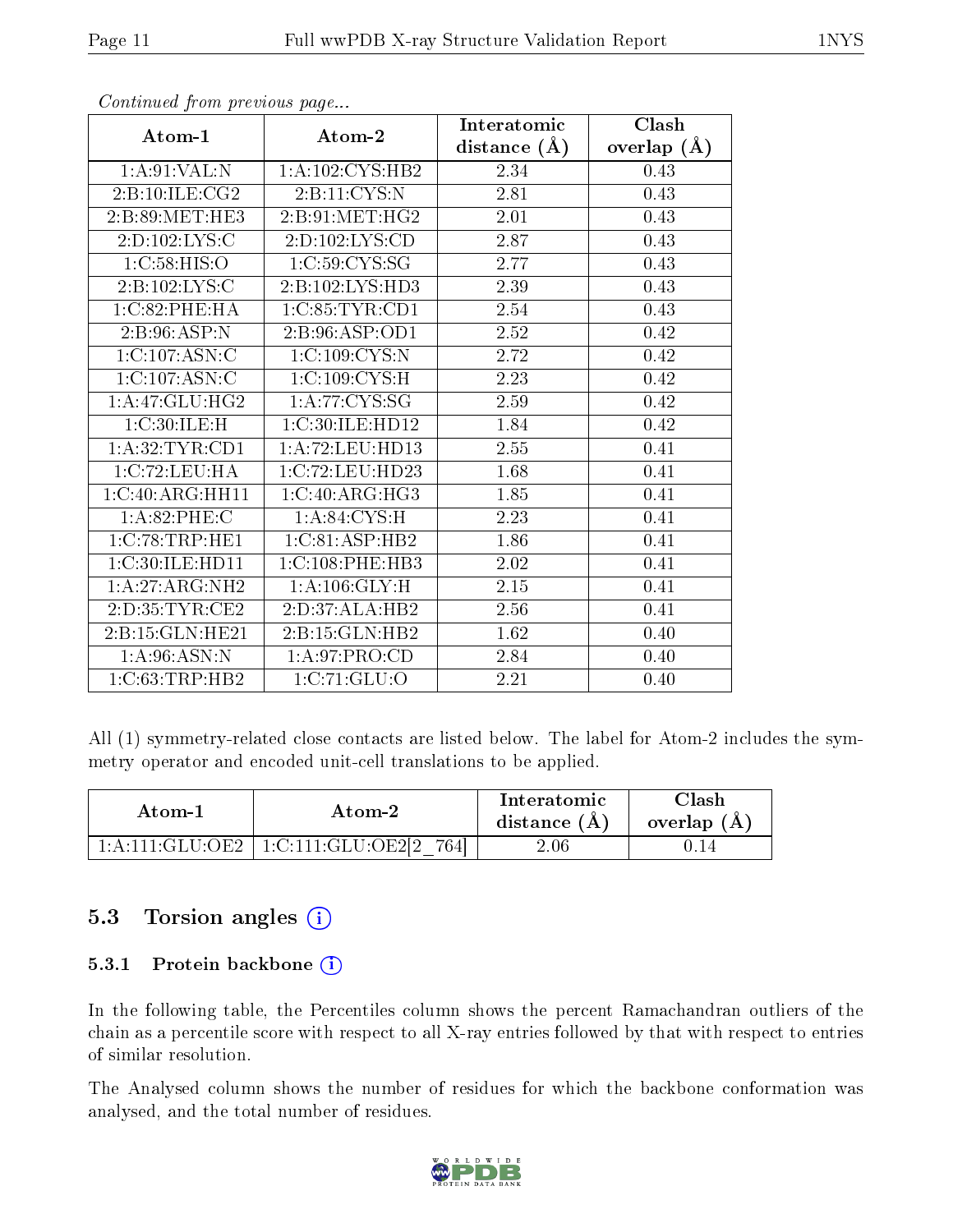*Continued from previous page...*

| Atom-1 | Atom-2 | Interatomic distance (Å) | Clash overlap (Å) |
|---|---|---|---|
| 1:A:91:VAL:N | 1:A:102:CYS:HB2 | 2.34 | 0.43 |
| 2:B:10:ILE:CG2 | 2:B:11:CYS:N | 2.81 | 0.43 |
| 2:B:89:MET:HE3 | 2:B:91:MET:HG2 | 2.01 | 0.43 |
| 2:D:102:LYS:C | 2:D:102:LYS:CD | 2.87 | 0.43 |
| 1:C:58:HIS:O | 1:C:59:CYS:SG | 2.77 | 0.43 |
| 2:B:102:LYS:C | 2:B:102:LYS:HD3 | 2.39 | 0.43 |
| 1:C:82:PHE:HA | 1:C:85:TYR:CD1 | 2.54 | 0.43 |
| 2:B:96:ASP:N | 2:B:96:ASP:OD1 | 2.52 | 0.42 |
| 1:C:107:ASN:C | 1:C:109:CYS:N | 2.72 | 0.42 |
| 1:C:107:ASN:C | 1:C:109:CYS:H | 2.23 | 0.42 |
| 1:A:47:GLU:HG2 | 1:A:77:CYS:SG | 2.59 | 0.42 |
| 1:C:30:ILE:H | 1:C:30:ILE:HD12 | 1.84 | 0.42 |
| 1:A:32:TYR:CD1 | 1:A:72:LEU:HD13 | 2.55 | 0.41 |
| 1:C:72:LEU:HA | 1:C:72:LEU:HD23 | 1.68 | 0.41 |
| 1:C:40:ARG:HH11 | 1:C:40:ARG:HG3 | 1.85 | 0.41 |
| 1:A:82:PHE:C | 1:A:84:CYS:H | 2.23 | 0.41 |
| 1:C:78:TRP:HE1 | 1:C:81:ASP:HB2 | 1.86 | 0.41 |
| 1:C:30:ILE:HD11 | 1:C:108:PHE:HB3 | 2.02 | 0.41 |
| 1:A:27:ARG:NH2 | 1:A:106:GLY:H | 2.15 | 0.41 |
| 2:D:35:TYR:CE2 | 2:D:37:ALA:HB2 | 2.56 | 0.41 |
| 2:B:15:GLN:HE21 | 2:B:15:GLN:HB2 | 1.62 | 0.40 |
| 1:A:96:ASN:N | 1:A:97:PRO:CD | 2.84 | 0.40 |
| 1:C:63:TRP:HB2 | 1:C:71:GLU:O | 2.21 | 0.40 |

All (1) symmetry-related close contacts are listed below. The label for Atom-2 includes the symmetry operator and encoded unit-cell translations to be applied.

| Atom-1 | Atom-2 | Interatomic distance (Å) | Clash overlap (Å) |
|---|---|---|---|
| 1:A:111:GLU:OE2 | 1:C:111:GLU:OE2[2_764] | 2.06 | 0.14 |

## 5.3 Torsion angles

### 5.3.1 Protein backbone

In the following table, the Percentiles column shows the percent Ramachandran outliers of the chain as a percentile score with respect to all X-ray entries followed by that with respect to entries of similar resolution.

The Analysed column shows the number of residues for which the backbone conformation was analysed, and the total number of residues.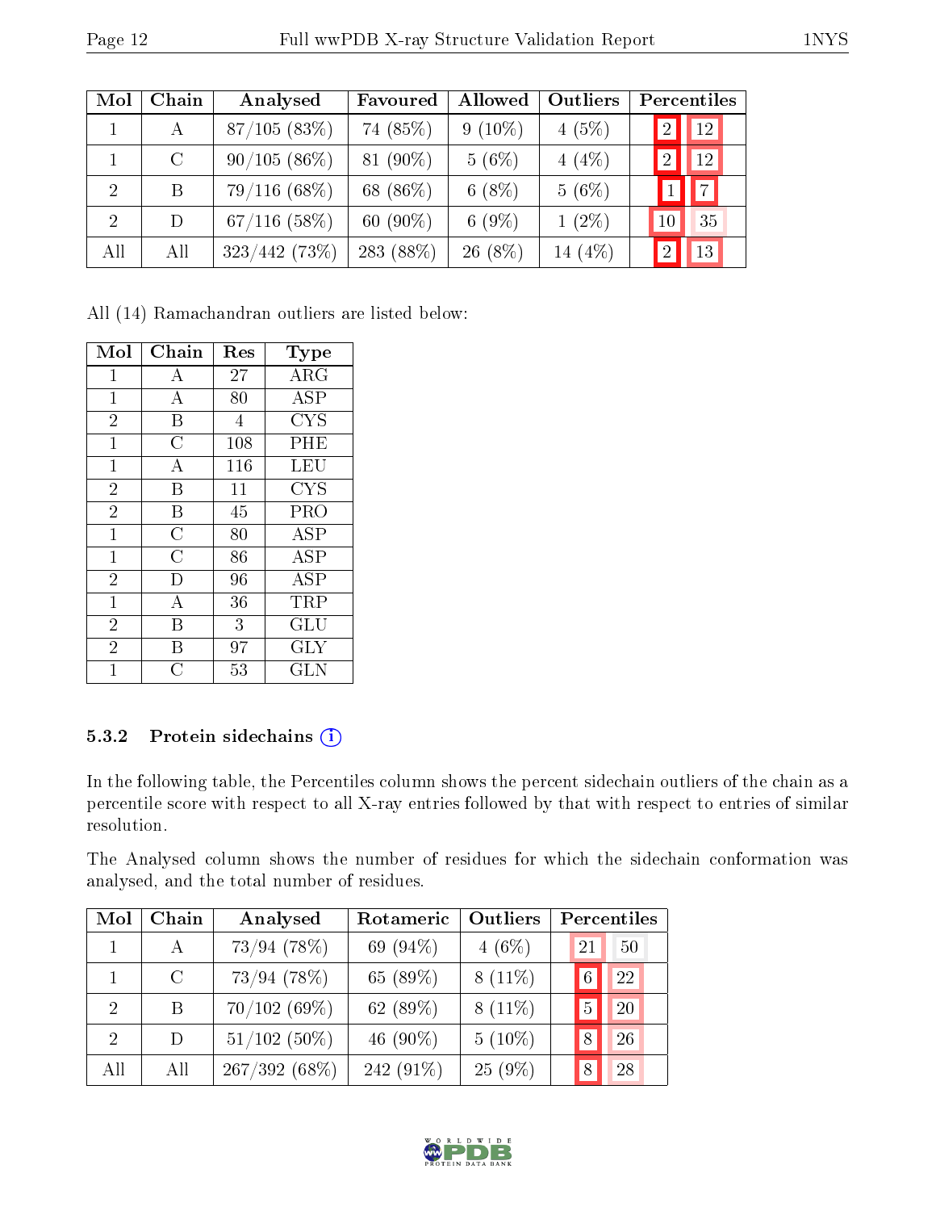| Mol | Chain | Analysed | Favoured | Allowed | Outliers | Percentiles | |
|---|---|---|---|---|---|---|---|
| 1 | A | 87/105 (83%) | 74 (85%) | 9 (10%) | 4 (5%) | 2 | 12 |
| 1 | C | 90/105 (86%) | 81 (90%) | 5 (6%) | 4 (4%) | 2 | 12 |
| 2 | B | 79/116 (68%) | 68 (86%) | 6 (8%) | 5 (6%) | 1 | 7 |
| 2 | D | 67/116 (58%) | 60 (90%) | 6 (9%) | 1 (2%) | 10 | 35 |
| All | All | 323/442 (73%) | 283 (88%) | 26 (8%) | 14 (4%) | 2 | 13 |

All (14) Ramachandran outliers are listed below:

| Mol | Chain | Res | Type |
|---|---|---|---|
| 1 | A | 27 | ARG |
| 1 | A | 80 | ASP |
| 2 | B | 4 | CYS |
| 1 | C | 108 | PHE |
| 1 | A | 116 | LEU |
| 2 | B | 11 | CYS |
| 2 | B | 45 | PRO |
| 1 | C | 80 | ASP |
| 1 | C | 86 | ASP |
| 2 | D | 96 | ASP |
| 1 | A | 36 | TRP |
| 2 | B | 3 | GLU |
| 2 | B | 97 | GLY |
| 1 | C | 53 | GLN |

### 5.3.2 Protein sidechains

In the following table, the Percentiles column shows the percent sidechain outliers of the chain as a percentile score with respect to all X-ray entries followed by that with respect to entries of similar resolution.

The Analysed column shows the number of residues for which the sidechain conformation was analysed, and the total number of residues.

| Mol | Chain | Analysed | Rotameric | Outliers | Percentiles | |
|---|---|---|---|---|---|---|
| 1 | A | 73/94 (78%) | 69 (94%) | 4 (6%) | 21 | 50 |
| 1 | C | 73/94 (78%) | 65 (89%) | 8 (11%) | 6 | 22 |
| 2 | B | 70/102 (69%) | 62 (89%) | 8 (11%) | 5 | 20 |
| 2 | D | 51/102 (50%) | 46 (90%) | 5 (10%) | 8 | 26 |
| All | All | 267/392 (68%) | 242 (91%) | 25 (9%) | 8 | 28 |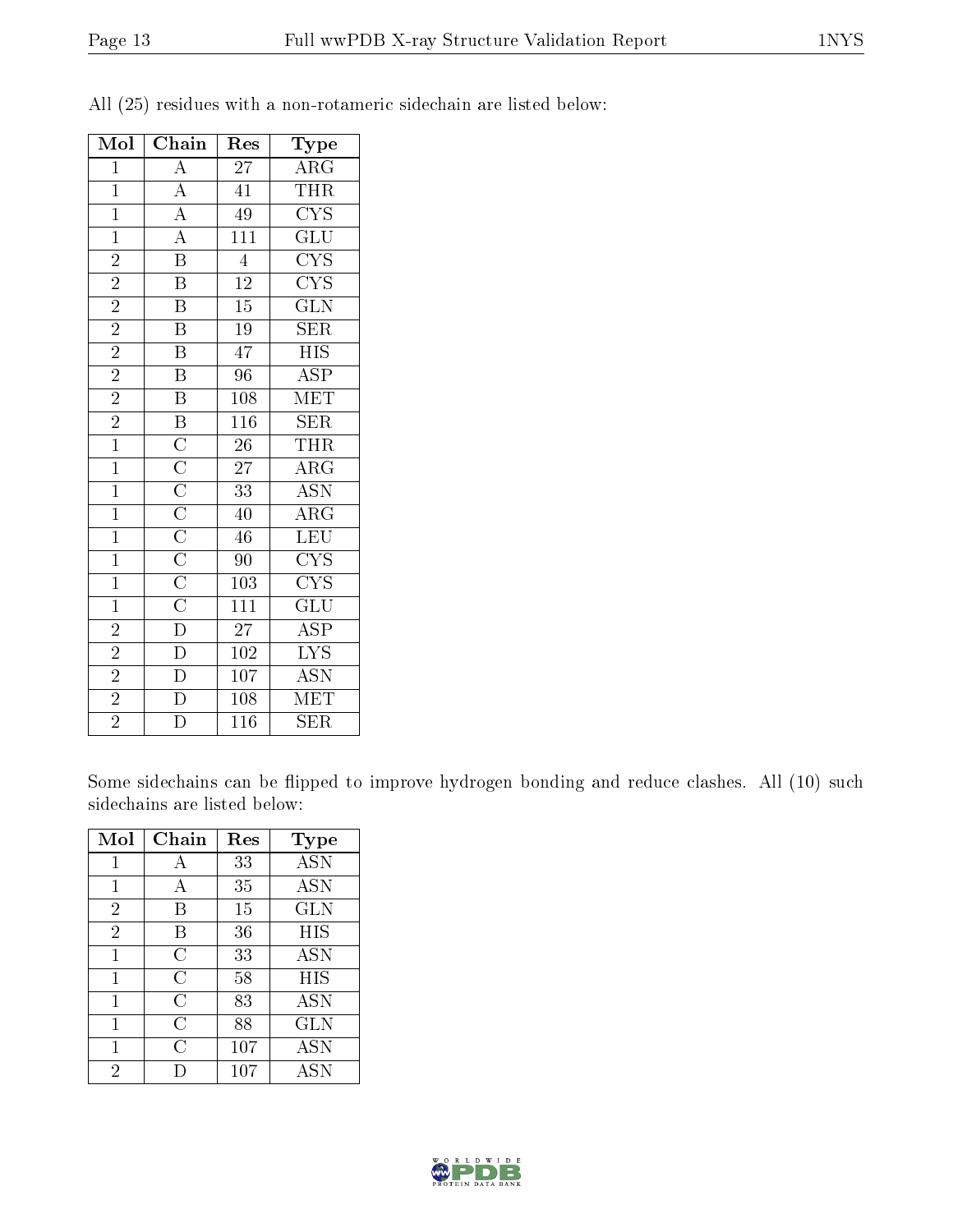All (25) residues with a non-rotameric sidechain are listed below:

| Mol | Chain | Res | Type |
|---|---|---|---|
| 1 | A | 27 | ARG |
| 1 | A | 41 | THR |
| 1 | A | 49 | CYS |
| 1 | A | 111 | GLU |
| 2 | B | 4 | CYS |
| 2 | B | 12 | CYS |
| 2 | B | 15 | GLN |
| 2 | B | 19 | SER |
| 2 | B | 47 | HIS |
| 2 | B | 96 | ASP |
| 2 | B | 108 | MET |
| 2 | B | 116 | SER |
| 1 | C | 26 | THR |
| 1 | C | 27 | ARG |
| 1 | C | 33 | ASN |
| 1 | C | 40 | ARG |
| 1 | C | 46 | LEU |
| 1 | C | 90 | CYS |
| 1 | C | 103 | CYS |
| 1 | C | 111 | GLU |
| 2 | D | 27 | ASP |
| 2 | D | 102 | LYS |
| 2 | D | 107 | ASN |
| 2 | D | 108 | MET |
| 2 | D | 116 | SER |

Some sidechains can be flipped to improve hydrogen bonding and reduce clashes. All (10) such sidechains are listed below:

| Mol | Chain | Res | Type |
|---|---|---|---|
| 1 | A | 33 | ASN |
| 1 | A | 35 | ASN |
| 2 | B | 15 | GLN |
| 2 | B | 36 | HIS |
| 1 | C | 33 | ASN |
| 1 | C | 58 | HIS |
| 1 | C | 83 | ASN |
| 1 | C | 88 | GLN |
| 1 | C | 107 | ASN |
| 2 | D | 107 | ASN |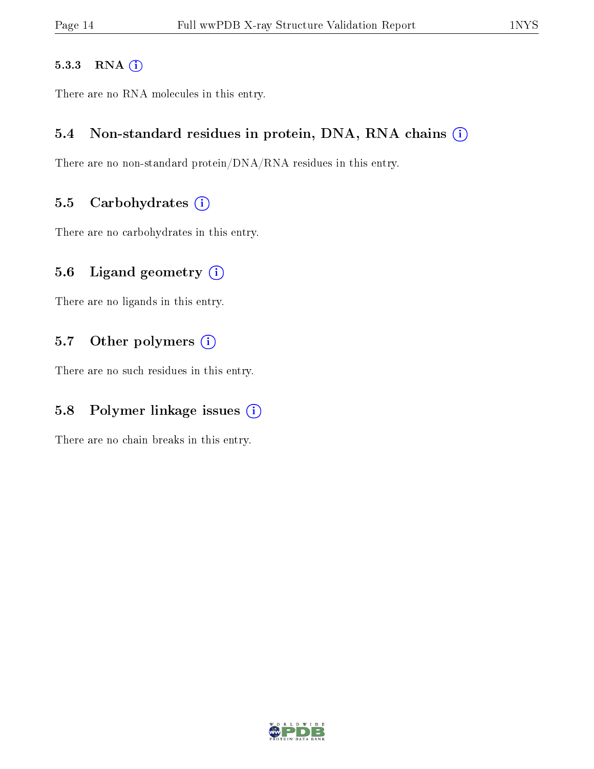#### 5.3.3 RNA

There are no RNA molecules in this entry.

### 5.4 Non-standard residues in protein, DNA, RNA chains

There are no non-standard protein/DNA/RNA residues in this entry.

### 5.5 Carbohydrates

There are no carbohydrates in this entry.

### 5.6 Ligand geometry

There are no ligands in this entry.

### 5.7 Other polymers

There are no such residues in this entry.

### 5.8 Polymer linkage issues

There are no chain breaks in this entry.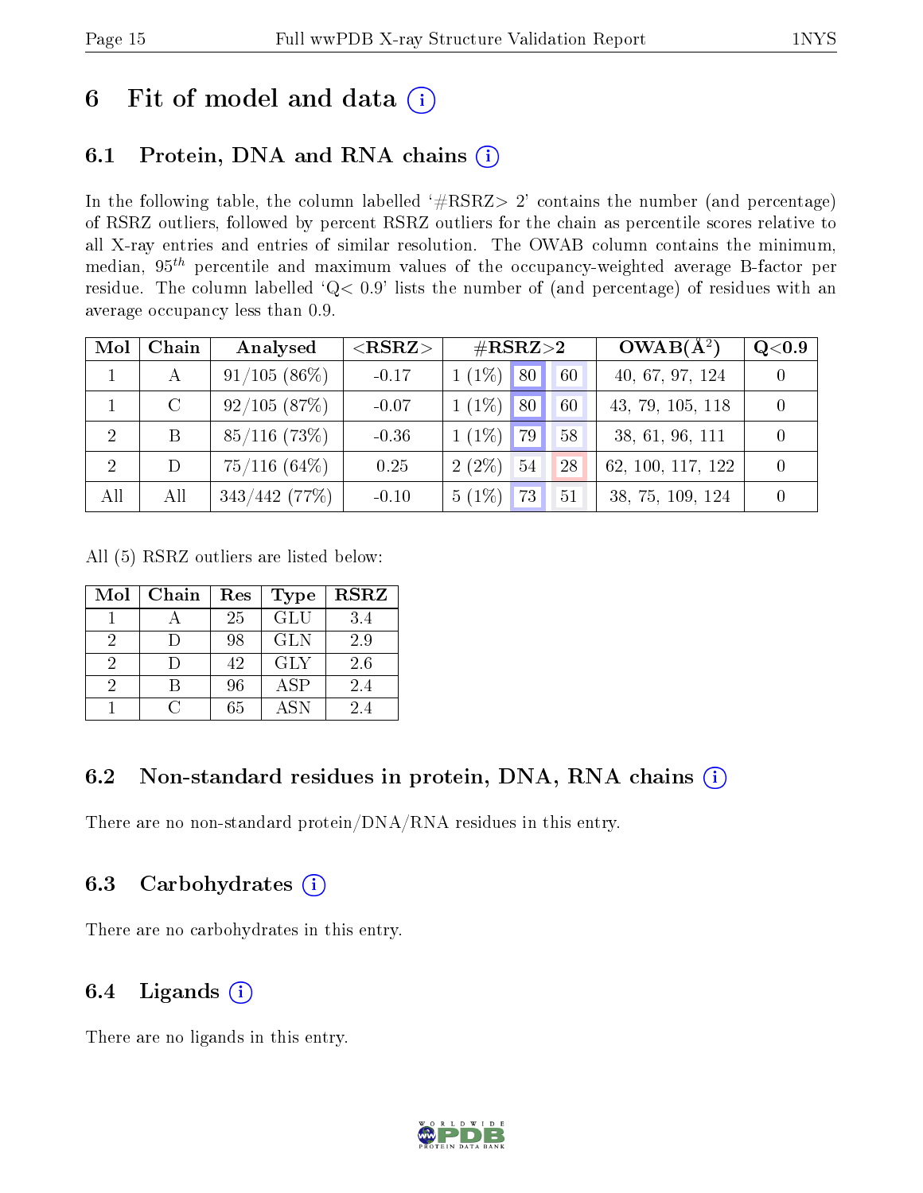# 6 Fit of model and data

## 6.1 Protein, DNA and RNA chains

In the following table, the column labelled '#RSRZ> 2' contains the number (and percentage) of RSRZ outliers, followed by percent RSRZ outliers for the chain as percentile scores relative to all X-ray entries and entries of similar resolution. The OWAB column contains the minimum, median, $95^{th}$ percentile and maximum values of the occupancy-weighted average B-factor per residue. The column labelled 'Q< 0.9' lists the number of (and percentage) of residues with an average occupancy less than 0.9.

| Mol | Chain | Analysed | <RSRZ> | #RSRZ>2 | | | OWAB(Å$^2$) | Q<0.9 |
|---|---|---|---|---|---|---|---|---|
| 1 | A | 91/105 (86%) | -0.17 | 1 (1%) | 80 | 60 | 40, 67, 97, 124 | 0 |
| 1 | C | 92/105 (87%) | -0.07 | 1 (1%) | 80 | 60 | 43, 79, 105, 118 | 0 |
| 2 | B | 85/116 (73%) | -0.36 | 1 (1%) | 79 | 58 | 38, 61, 96, 111 | 0 |
| 2 | D | 75/116 (64%) | 0.25 | 2 (2%) | 54 | 28 | 62, 100, 117, 122 | 0 |
| All | All | 343/442 (77%) | -0.10 | 5 (1%) | 73 | 51 | 38, 75, 109, 124 | 0 |

All (5) RSRZ outliers are listed below:

| Mol | Chain | Res | Type | RSRZ |
|---|---|---|---|---|
| 1 | A | 25 | GLU | 3.4 |
| 2 | D | 98 | GLN | 2.9 |
| 2 | D | 42 | GLY | 2.6 |
| 2 | B | 96 | ASP | 2.4 |
| 1 | C | 65 | ASN | 2.4 |

## 6.2 Non-standard residues in protein, DNA, RNA chains

There are no non-standard protein/DNA/RNA residues in this entry.

## 6.3 Carbohydrates

There are no carbohydrates in this entry.

## 6.4 Ligands

There are no ligands in this entry.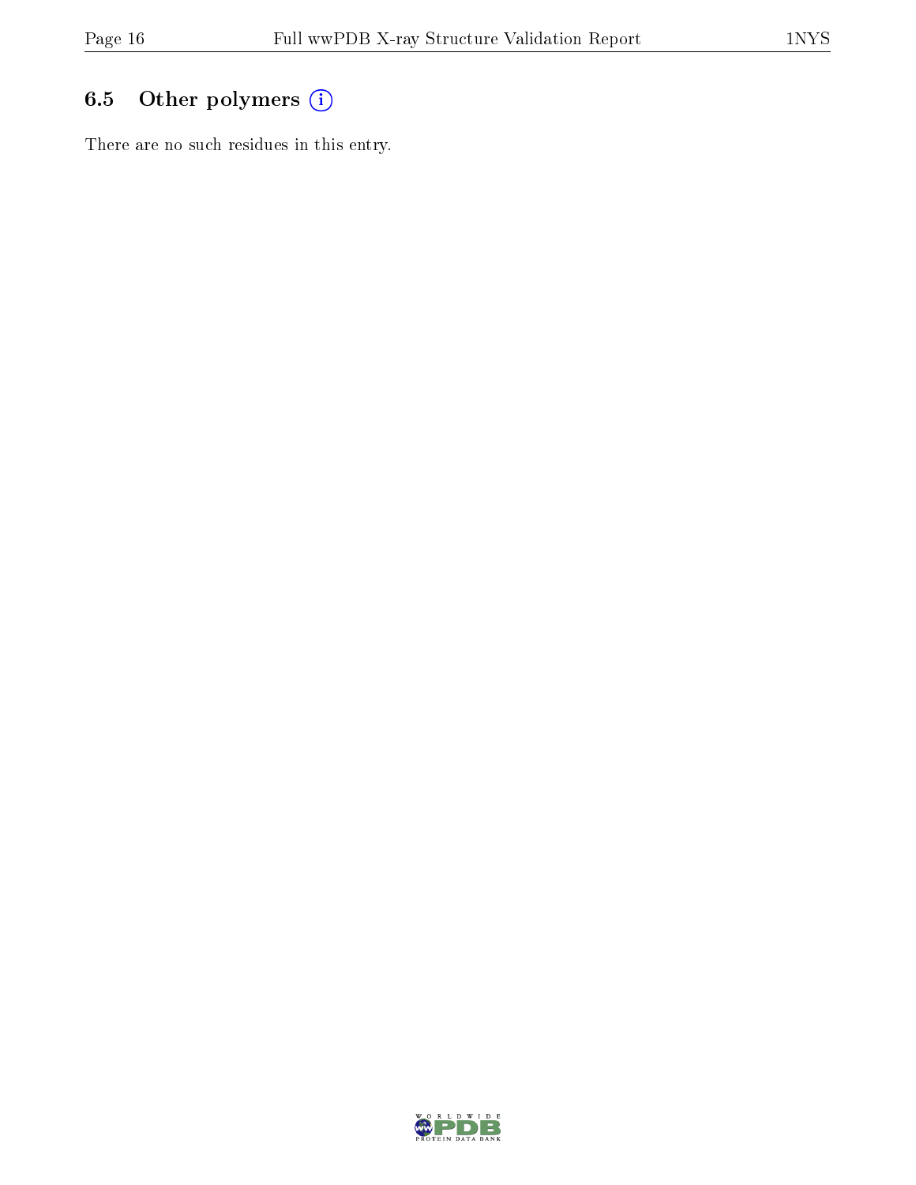### 6.5 Other polymers

There are no such residues in this entry.